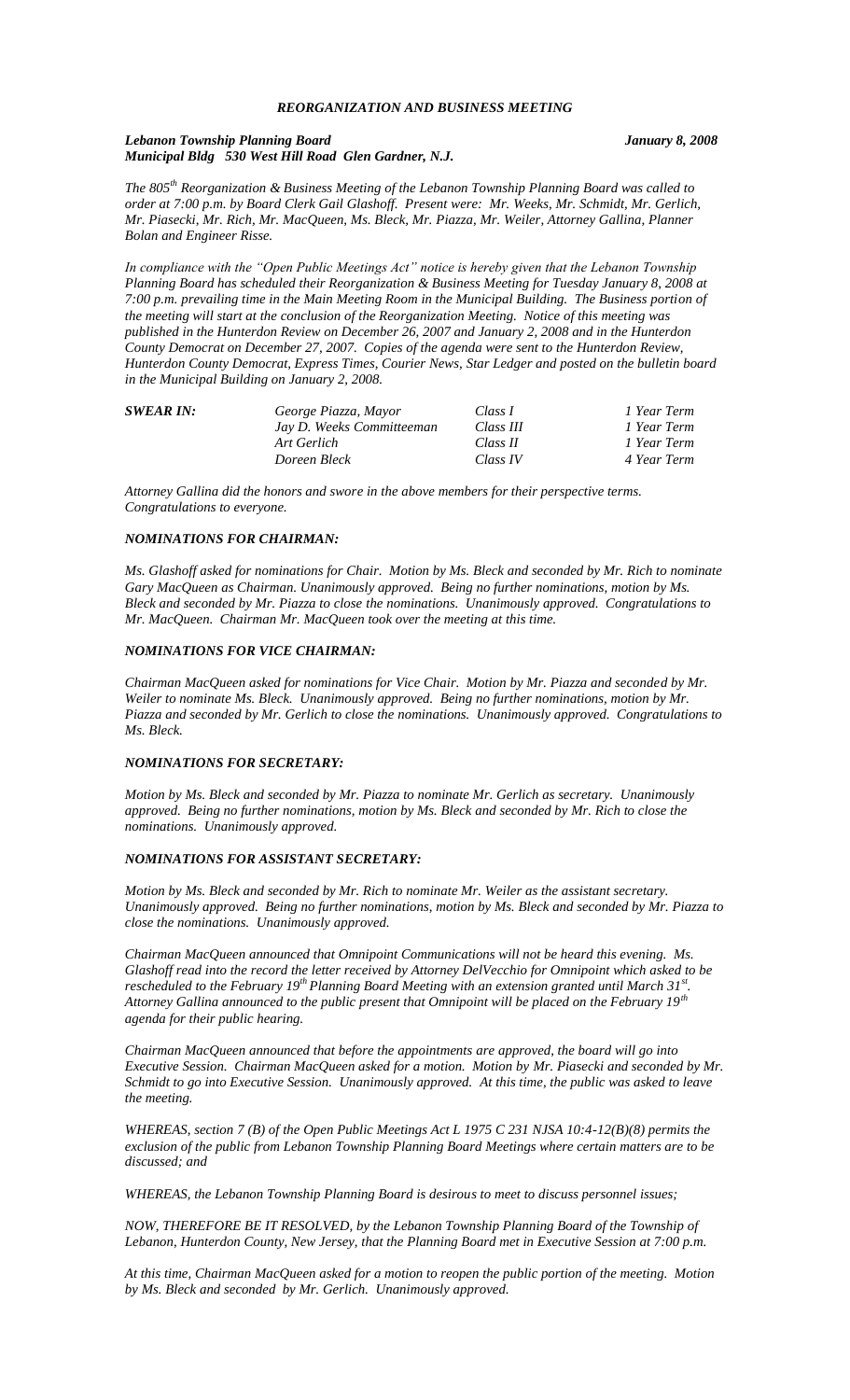# *REORGANIZATION AND BUSINESS MEETING*

***Lebanon Township Planning Board*** ***January 8, 2008***
***Municipal Bldg 530 West Hill Road Glen Gardner, N.J.***

*The 805th Reorganization & Business Meeting of the Lebanon Township Planning Board was called to order at 7:00 p.m. by Board Clerk Gail Glashoff. Present were: Mr. Weeks, Mr. Schmidt, Mr. Gerlich, Mr. Piasecki, Mr. Rich, Mr. MacQueen, Ms. Bleck, Mr. Piazza, Mr. Weiler, Attorney Gallina, Planner Bolan and Engineer Risse.*

*In compliance with the "Open Public Meetings Act" notice is hereby given that the Lebanon Township Planning Board has scheduled their Reorganization & Business Meeting for Tuesday January 8, 2008 at 7:00 p.m. prevailing time in the Main Meeting Room in the Municipal Building. The Business portion of the meeting will start at the conclusion of the Reorganization Meeting. Notice of this meeting was published in the Hunterdon Review on December 26, 2007 and January 2, 2008 and in the Hunterdon County Democrat on December 27, 2007. Copies of the agenda were sent to the Hunterdon Review, Hunterdon County Democrat, Express Times, Courier News, Star Ledger and posted on the bulletin board in the Municipal Building on January 2, 2008.*

| ***SWEAR IN:*** | *George Piazza, Mayor* | *Class I* | *1 Year Term* |
|---|---|---|---|
| | *Jay D. Weeks Committeeman* | *Class III* | *1 Year Term* |
| | *Art Gerlich* | *Class II* | *1 Year Term* |
| | *Doreen Bleck* | *Class IV* | *4 Year Term* |

*Attorney Gallina did the honors and swore in the above members for their perspective terms. Congratulations to everyone.*

### *NOMINATIONS FOR CHAIRMAN:*

*Ms. Glashoff asked for nominations for Chair. Motion by Ms. Bleck and seconded by Mr. Rich to nominate Gary MacQueen as Chairman. Unanimously approved. Being no further nominations, motion by Ms. Bleck and seconded by Mr. Piazza to close the nominations. Unanimously approved. Congratulations to Mr. MacQueen. Chairman Mr. MacQueen took over the meeting at this time.*

### *NOMINATIONS FOR VICE CHAIRMAN:*

*Chairman MacQueen asked for nominations for Vice Chair. Motion by Mr. Piazza and seconded by Mr. Weiler to nominate Ms. Bleck. Unanimously approved. Being no further nominations, motion by Mr. Piazza and seconded by Mr. Gerlich to close the nominations. Unanimously approved. Congratulations to Ms. Bleck.*

### *NOMINATIONS FOR SECRETARY:*

*Motion by Ms. Bleck and seconded by Mr. Piazza to nominate Mr. Gerlich as secretary. Unanimously approved. Being no further nominations, motion by Ms. Bleck and seconded by Mr. Rich to close the nominations. Unanimously approved.*

### *NOMINATIONS FOR ASSISTANT SECRETARY:*

*Motion by Ms. Bleck and seconded by Mr. Rich to nominate Mr. Weiler as the assistant secretary. Unanimously approved. Being no further nominations, motion by Ms. Bleck and seconded by Mr. Piazza to close the nominations. Unanimously approved.*

*Chairman MacQueen announced that Omnipoint Communications will not be heard this evening. Ms. Glashoff read into the record the letter received by Attorney DelVecchio for Omnipoint which asked to be rescheduled to the February 19th Planning Board Meeting with an extension granted until March 31st. Attorney Gallina announced to the public present that Omnipoint will be placed on the February 19th agenda for their public hearing.*

*Chairman MacQueen announced that before the appointments are approved, the board will go into Executive Session. Chairman MacQueen asked for a motion. Motion by Mr. Piasecki and seconded by Mr. Schmidt to go into Executive Session. Unanimously approved. At this time, the public was asked to leave the meeting.*

*WHEREAS, section 7 (B) of the Open Public Meetings Act L 1975 C 231 NJSA 10:4-12(B)(8) permits the exclusion of the public from Lebanon Township Planning Board Meetings where certain matters are to be discussed; and*

*WHEREAS, the Lebanon Township Planning Board is desirous to meet to discuss personnel issues;*

*NOW, THEREFORE BE IT RESOLVED, by the Lebanon Township Planning Board of the Township of Lebanon, Hunterdon County, New Jersey, that the Planning Board met in Executive Session at 7:00 p.m.*

*At this time, Chairman MacQueen asked for a motion to reopen the public portion of the meeting. Motion by Ms. Bleck and seconded by Mr. Gerlich. Unanimously approved.*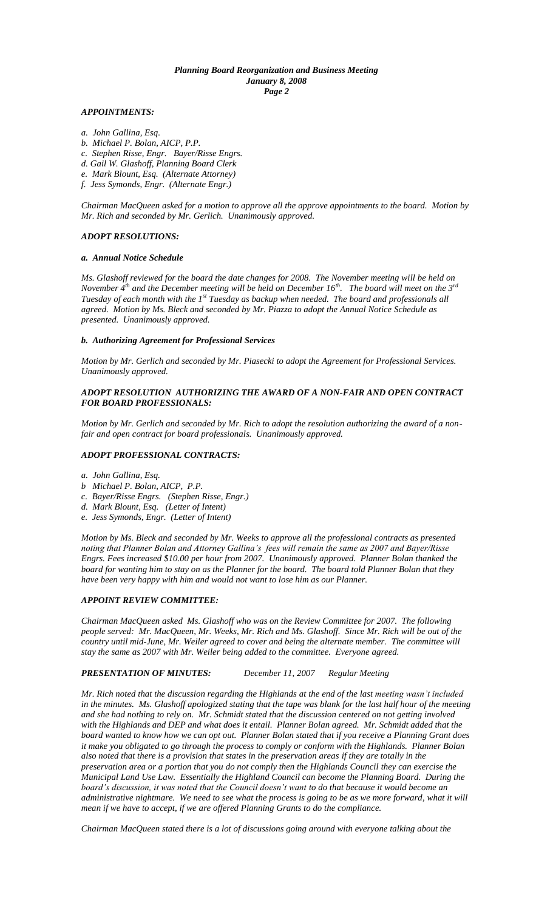### *APPOINTMENTS:*

*a. John Gallina, Esq.*
*b. Michael P. Bolan, AICP, P.P.*
*c. Stephen Risse, Engr. Bayer/Risse Engrs.*
*d. Gail W. Glashoff, Planning Board Clerk*
*e. Mark Blount, Esq. (Alternate Attorney)*
*f. Jess Symonds, Engr. (Alternate Engr.)*

*Chairman MacQueen asked for a motion to approve all the approve appointments to the board. Motion by Mr. Rich and seconded by Mr. Gerlich. Unanimously approved.*

### *ADOPT RESOLUTIONS:*

#### *a. Annual Notice Schedule*

*Ms. Glashoff reviewed for the board the date changes for 2008. The November meeting will be held on November 4th and the December meeting will be held on December 16th. The board will meet on the 3rd Tuesday of each month with the 1st Tuesday as backup when needed. The board and professionals all agreed. Motion by Ms. Bleck and seconded by Mr. Piazza to adopt the Annual Notice Schedule as presented. Unanimously approved.*

#### *b. Authorizing Agreement for Professional Services*

*Motion by Mr. Gerlich and seconded by Mr. Piasecki to adopt the Agreement for Professional Services. Unanimously approved.*

### *ADOPT RESOLUTION AUTHORIZING THE AWARD OF A NON-FAIR AND OPEN CONTRACT FOR BOARD PROFESSIONALS:*

*Motion by Mr. Gerlich and seconded by Mr. Rich to adopt the resolution authorizing the award of a non-fair and open contract for board professionals. Unanimously approved.*

### *ADOPT PROFESSIONAL CONTRACTS:*

*a. John Gallina, Esq.*
*b Michael P. Bolan, AICP, P.P.*
*c. Bayer/Risse Engrs. (Stephen Risse, Engr.)*
*d. Mark Blount, Esq. (Letter of Intent)*
*e. Jess Symonds, Engr. (Letter of Intent)*

*Motion by Ms. Bleck and seconded by Mr. Weeks to approve all the professional contracts as presented noting that Planner Bolan and Attorney Gallina's fees will remain the same as 2007 and Bayer/Risse Engrs. Fees increased $10.00 per hour from 2007. Unanimously approved. Planner Bolan thanked the board for wanting him to stay on as the Planner for the board. The board told Planner Bolan that they have been very happy with him and would not want to lose him as our Planner.*

### *APPOINT REVIEW COMMITTEE:*

*Chairman MacQueen asked Ms. Glashoff who was on the Review Committee for 2007. The following people served: Mr. MacQueen, Mr. Weeks, Mr. Rich and Ms. Glashoff. Since Mr. Rich will be out of the country until mid-June, Mr. Weiler agreed to cover and being the alternate member. The committee will stay the same as 2007 with Mr. Weiler being added to the committee. Everyone agreed.*

***PRESENTATION OF MINUTES:*** *December 11, 2007 Regular Meeting*

*Mr. Rich noted that the discussion regarding the Highlands at the end of the last meeting wasn't included in the minutes. Ms. Glashoff apologized stating that the tape was blank for the last half hour of the meeting and she had nothing to rely on. Mr. Schmidt stated that the discussion centered on not getting involved with the Highlands and DEP and what does it entail. Planner Bolan agreed. Mr. Schmidt added that the board wanted to know how we can opt out. Planner Bolan stated that if you receive a Planning Grant does it make you obligated to go through the process to comply or conform with the Highlands. Planner Bolan also noted that there is a provision that states in the preservation areas if they are totally in the preservation area or a portion that you do not comply then the Highlands Council they can exercise the Municipal Land Use Law. Essentially the Highland Council can become the Planning Board. During the board's discussion, it was noted that the Council doesn't want to do that because it would become an administrative nightmare. We need to see what the process is going to be as we more forward, what it will mean if we have to accept, if we are offered Planning Grants to do the compliance.*

*Chairman MacQueen stated there is a lot of discussions going around with everyone talking about the*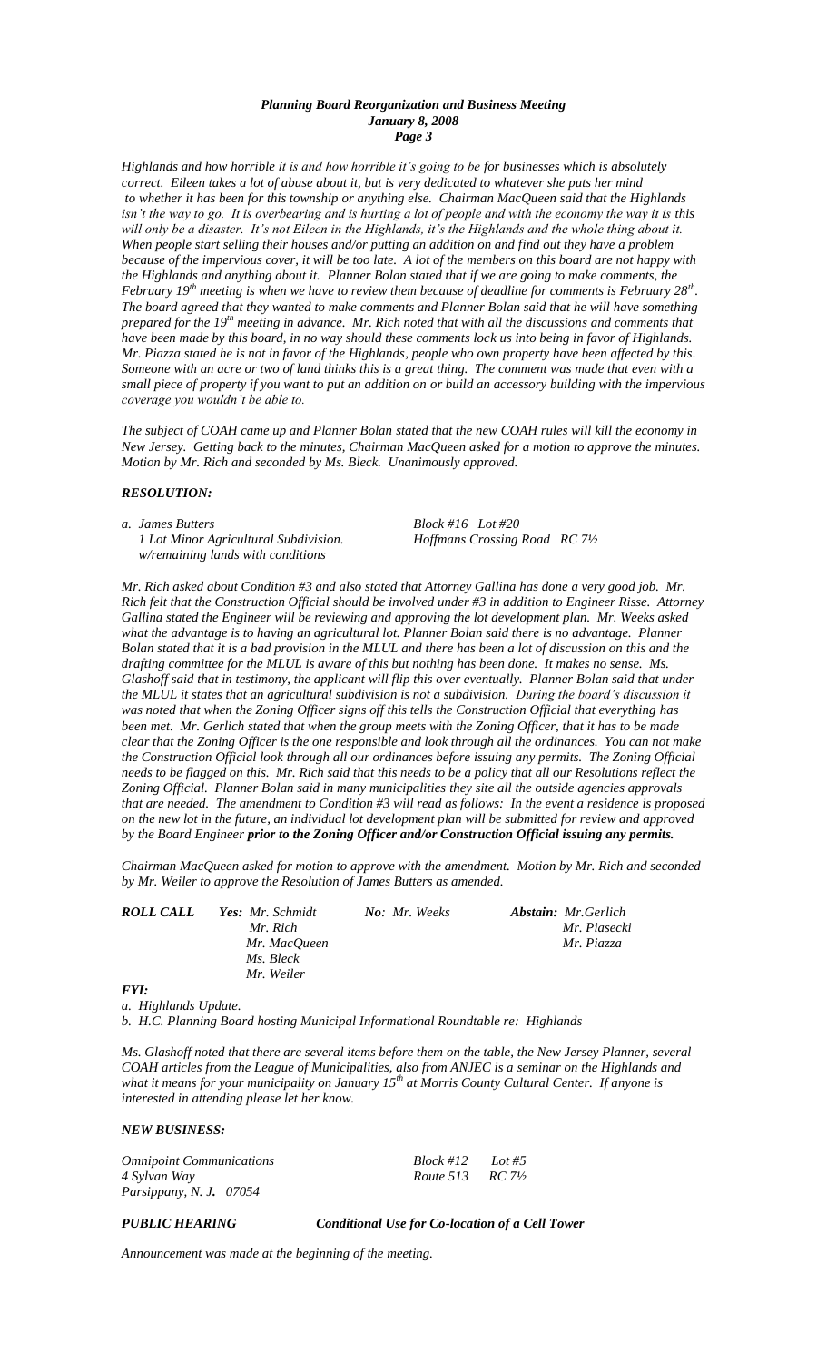*Highlands and how horrible it is and how horrible it's going to be for businesses which is absolutely correct. Eileen takes a lot of abuse about it, but is very dedicated to whatever she puts her mind to whether it has been for this township or anything else. Chairman MacQueen said that the Highlands isn't the way to go. It is overbearing and is hurting a lot of people and with the economy the way it is this will only be a disaster. It's not Eileen in the Highlands, it's the Highlands and the whole thing about it. When people start selling their houses and/or putting an addition on and find out they have a problem because of the impervious cover, it will be too late. A lot of the members on this board are not happy with the Highlands and anything about it. Planner Bolan stated that if we are going to make comments, the February 19th meeting is when we have to review them because of deadline for comments is February 28th. The board agreed that they wanted to make comments and Planner Bolan said that he will have something prepared for the 19th meeting in advance. Mr. Rich noted that with all the discussions and comments that have been made by this board, in no way should these comments lock us into being in favor of Highlands. Mr. Piazza stated he is not in favor of the Highlands, people who own property have been affected by this. Someone with an acre or two of land thinks this is a great thing. The comment was made that even with a small piece of property if you want to put an addition on or build an accessory building with the impervious coverage you wouldn't be able to.*

*The subject of COAH came up and Planner Bolan stated that the new COAH rules will kill the economy in New Jersey. Getting back to the minutes, Chairman MacQueen asked for a motion to approve the minutes. Motion by Mr. Rich and seconded by Ms. Bleck. Unanimously approved.*

***RESOLUTION:***

| | |
|---|---|
| *a. James Butters* | *Block #16 Lot #20* |
| *1 Lot Minor Agricultural Subdivision.* | *Hoffmans Crossing Road RC 7½* |
| *w/remaining lands with conditions* | |

*Mr. Rich asked about Condition #3 and also stated that Attorney Gallina has done a very good job. Mr. Rich felt that the Construction Official should be involved under #3 in addition to Engineer Risse. Attorney Gallina stated the Engineer will be reviewing and approving the lot development plan. Mr. Weeks asked what the advantage is to having an agricultural lot. Planner Bolan said there is no advantage. Planner Bolan stated that it is a bad provision in the MLUL and there has been a lot of discussion on this and the drafting committee for the MLUL is aware of this but nothing has been done. It makes no sense. Ms. Glashoff said that in testimony, the applicant will flip this over eventually. Planner Bolan said that under the MLUL it states that an agricultural subdivision is not a subdivision. During the board's discussion it was noted that when the Zoning Officer signs off this tells the Construction Official that everything has been met. Mr. Gerlich stated that when the group meets with the Zoning Officer, that it has to be made clear that the Zoning Officer is the one responsible and look through all the ordinances. You can not make the Construction Official look through all our ordinances before issuing any permits. The Zoning Official needs to be flagged on this. Mr. Rich said that this needs to be a policy that all our Resolutions reflect the Zoning Official. Planner Bolan said in many municipalities they site all the outside agencies approvals that are needed. The amendment to Condition #3 will read as follows: In the event a residence is proposed on the new lot in the future, an individual lot development plan will be submitted for review and approved by the Board Engineer **prior to the Zoning Officer and/or Construction Official issuing any permits.***

*Chairman MacQueen asked for motion to approve with the amendment. Motion by Mr. Rich and seconded by Mr. Weiler to approve the Resolution of James Butters as amended.*

| ***ROLL CALL*** | ***Yes:*** | ***No:*** | ***Abstain:*** |
|---|---|---|---|
| | *Mr. Schmidt* | *Mr. Weeks* | *Mr.Gerlich* |
| | *Mr. Rich* | | *Mr. Piasecki* |
| | *Mr. MacQueen* | | *Mr. Piazza* |
| | *Ms. Bleck* | | |
| | *Mr. Weiler* | | |

***FYI:***

*a. Highlands Update.*

*b. H.C. Planning Board hosting Municipal Informational Roundtable re: Highlands*

*Ms. Glashoff noted that there are several items before them on the table, the New Jersey Planner, several COAH articles from the League of Municipalities, also from ANJEC is a seminar on the Highlands and what it means for your municipality on January 15th at Morris County Cultural Center. If anyone is interested in attending please let her know.*

***NEW BUSINESS:***

| | |
|---|---|
| *Omnipoint Communications* | *Block #12 Lot #5* |
| *4 Sylvan Way* | *Route 513 RC 7½* |
| *Parsippany, N. J. 07054* | |

***PUBLIC HEARING*** ***Conditional Use for Co-location of a Cell Tower***

*Announcement was made at the beginning of the meeting.*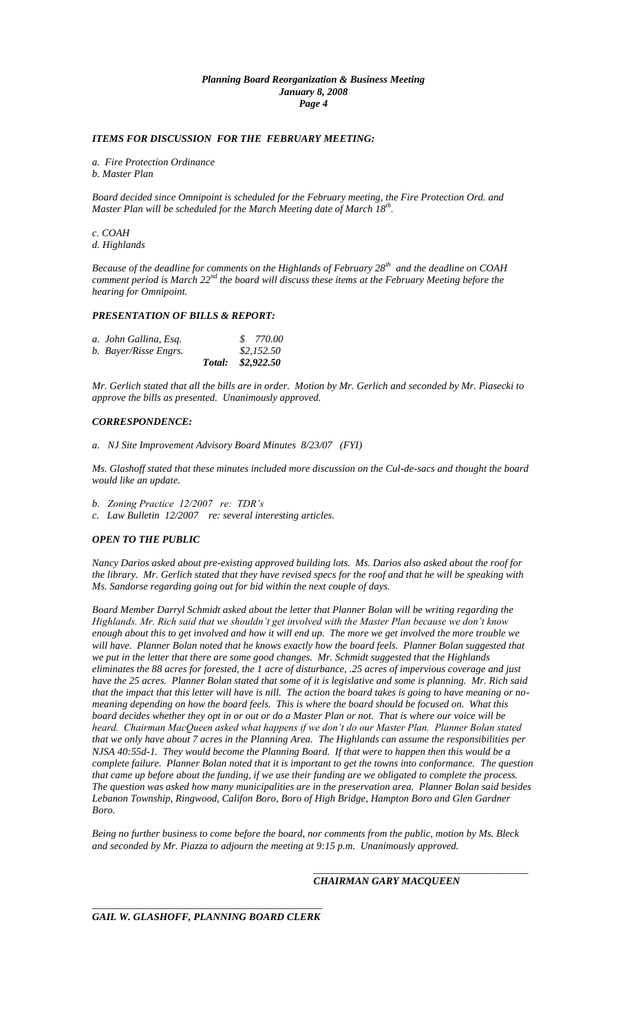### *ITEMS FOR DISCUSSION FOR THE FEBRUARY MEETING:*

*a. Fire Protection Ordinance*
*b. Master Plan*

*Board decided since Omnipoint is scheduled for the February meeting, the Fire Protection Ord. and Master Plan will be scheduled for the March Meeting date of March 18th.*

*c. COAH*
*d. Highlands*

*Because of the deadline for comments on the Highlands of February 28th and the deadline on COAH comment period is March 22nd the board will discuss these items at the February Meeting before the hearing for Omnipoint.*

### *PRESENTATION OF BILLS & REPORT:*

| | | |
|---|---|---|
| *a. John Gallina, Esq.* | | *$ 770.00* |
| *b. Bayer/Risse Engrs.* | | *$2,152.50* |
| | *Total:* | *$2,922.50* |

*Mr. Gerlich stated that all the bills are in order. Motion by Mr. Gerlich and seconded by Mr. Piasecki to approve the bills as presented. Unanimously approved.*

### *CORRESPONDENCE:*

*a. NJ Site Improvement Advisory Board Minutes 8/23/07 (FYI)*

*Ms. Glashoff stated that these minutes included more discussion on the Cul-de-sacs and thought the board would like an update.*

*b. Zoning Practice 12/2007 re: TDR's*
*c. Law Bulletin 12/2007 re: several interesting articles.*

### *OPEN TO THE PUBLIC*

*Nancy Darios asked about pre-existing approved building lots. Ms. Darios also asked about the roof for the library. Mr. Gerlich stated that they have revised specs for the roof and that he will be speaking with Ms. Sandorse regarding going out for bid within the next couple of days.*

*Board Member Darryl Schmidt asked about the letter that Planner Bolan will be writing regarding the Highlands. Mr. Rich said that we shouldn't get involved with the Master Plan because we don't know enough about this to get involved and how it will end up. The more we get involved the more trouble we will have. Planner Bolan noted that he knows exactly how the board feels. Planner Bolan suggested that we put in the letter that there are some good changes. Mr. Schmidt suggested that the Highlands eliminates the 88 acres for forested, the 1 acre of disturbance, .25 acres of impervious coverage and just have the 25 acres. Planner Bolan stated that some of it is legislative and some is planning. Mr. Rich said that the impact that this letter will have is nill. The action the board takes is going to have meaning or no-meaning depending on how the board feels. This is where the board should be focused on. What this board decides whether they opt in or out or do a Master Plan or not. That is where our voice will be heard. Chairman MacQueen asked what happens if we don't do our Master Plan. Planner Bolan stated that we only have about 7 acres in the Planning Area. The Highlands can assume the responsibilities per NJSA 40:55d-1. They would become the Planning Board. If that were to happen then this would be a complete failure. Planner Bolan noted that it is important to get the towns into conformance. The question that came up before about the funding, if we use their funding are we obligated to complete the process. The question was asked how many municipalities are in the preservation area. Planner Bolan said besides Lebanon Township, Ringwood, Califon Boro, Boro of High Bridge, Hampton Boro and Glen Gardner Boro.*

*Being no further business to come before the board, nor comments from the public, motion by Ms. Bleck and seconded by Mr. Piazza to adjourn the meeting at 9:15 p.m. Unanimously approved.*

\_\_\_\_\_\_\_\_\_\_\_\_\_\_\_\_\_\_\_\_\_\_\_\_\_\_\_\_\_\_\_\_\_\_\_\_\_\_\_\_
***CHAIRMAN GARY MACQUEEN***

\_\_\_\_\_\_\_\_\_\_\_\_\_\_\_\_\_\_\_\_\_\_\_\_\_\_\_\_\_\_\_\_\_\_\_\_\_\_\_\_
***GAIL W. GLASHOFF, PLANNING BOARD CLERK***